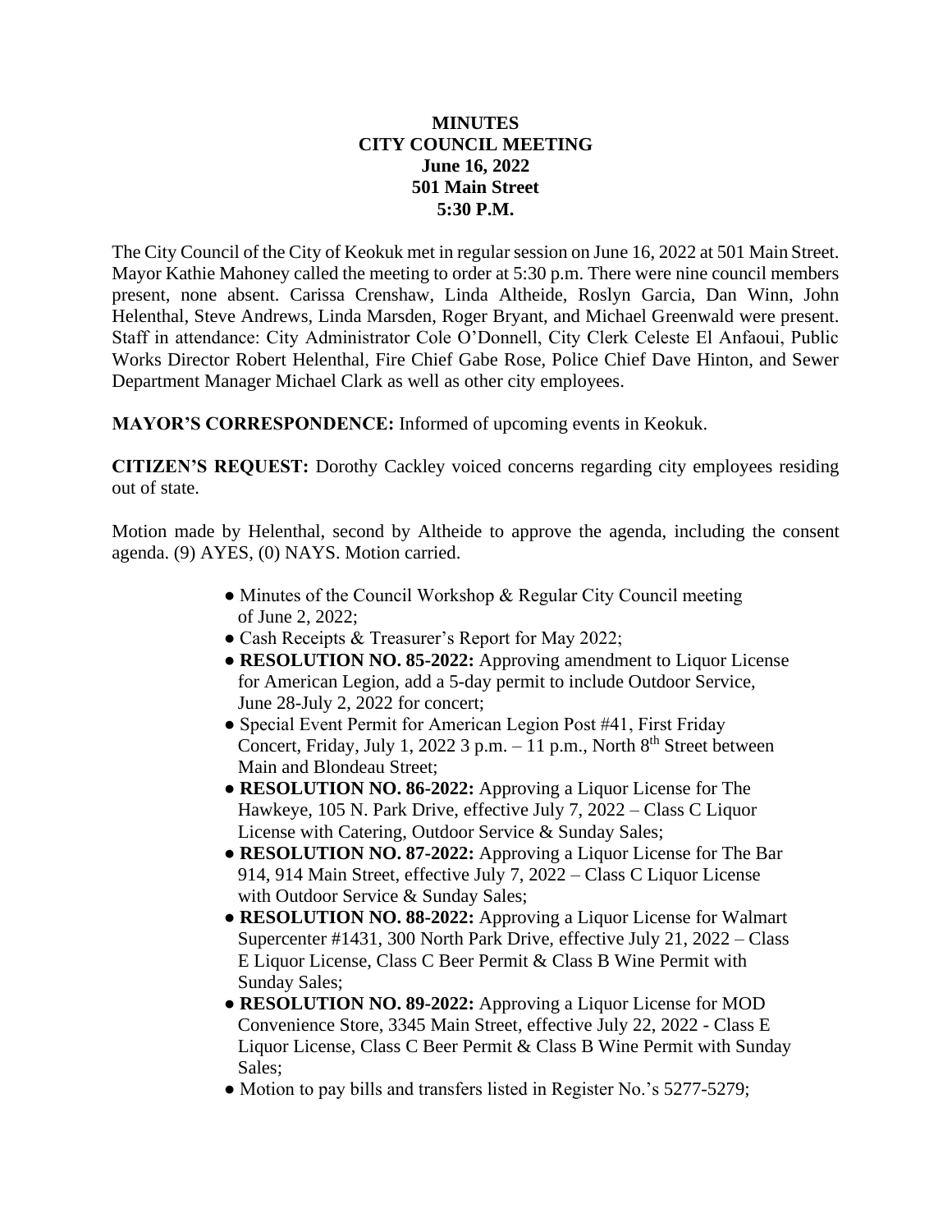# MINUTES
## CITY COUNCIL MEETING
### June 16, 2022
### 501 Main Street
### 5:30 P.M.

The City Council of the City of Keokuk met in regular session on June 16, 2022 at 501 Main Street. Mayor Kathie Mahoney called the meeting to order at 5:30 p.m. There were nine council members present, none absent. Carissa Crenshaw, Linda Altheide, Roslyn Garcia, Dan Winn, John Helenthal, Steve Andrews, Linda Marsden, Roger Bryant, and Michael Greenwald were present. Staff in attendance: City Administrator Cole O'Donnell, City Clerk Celeste El Anfaoui, Public Works Director Robert Helenthal, Fire Chief Gabe Rose, Police Chief Dave Hinton, and Sewer Department Manager Michael Clark as well as other city employees.

**MAYOR'S CORRESPONDENCE:** Informed of upcoming events in Keokuk.

**CITIZEN'S REQUEST:** Dorothy Cackley voiced concerns regarding city employees residing out of state.

Motion made by Helenthal, second by Altheide to approve the agenda, including the consent agenda. (9) AYES, (0) NAYS. Motion carried.

- Minutes of the Council Workshop & Regular City Council meeting of June 2, 2022;
- Cash Receipts & Treasurer's Report for May 2022;
- **RESOLUTION NO. 85-2022:** Approving amendment to Liquor License for American Legion, add a 5-day permit to include Outdoor Service, June 28-July 2, 2022 for concert;
- Special Event Permit for American Legion Post #41, First Friday Concert, Friday, July 1, 2022 3 p.m. – 11 p.m., North 8th Street between Main and Blondeau Street;
- **RESOLUTION NO. 86-2022:** Approving a Liquor License for The Hawkeye, 105 N. Park Drive, effective July 7, 2022 – Class C Liquor License with Catering, Outdoor Service & Sunday Sales;
- **RESOLUTION NO. 87-2022:** Approving a Liquor License for The Bar 914, 914 Main Street, effective July 7, 2022 – Class C Liquor License with Outdoor Service & Sunday Sales;
- **RESOLUTION NO. 88-2022:** Approving a Liquor License for Walmart Supercenter #1431, 300 North Park Drive, effective July 21, 2022 – Class E Liquor License, Class C Beer Permit & Class B Wine Permit with Sunday Sales;
- **RESOLUTION NO. 89-2022:** Approving a Liquor License for MOD Convenience Store, 3345 Main Street, effective July 22, 2022 - Class E Liquor License, Class C Beer Permit & Class B Wine Permit with Sunday Sales;
- Motion to pay bills and transfers listed in Register No.'s 5277-5279;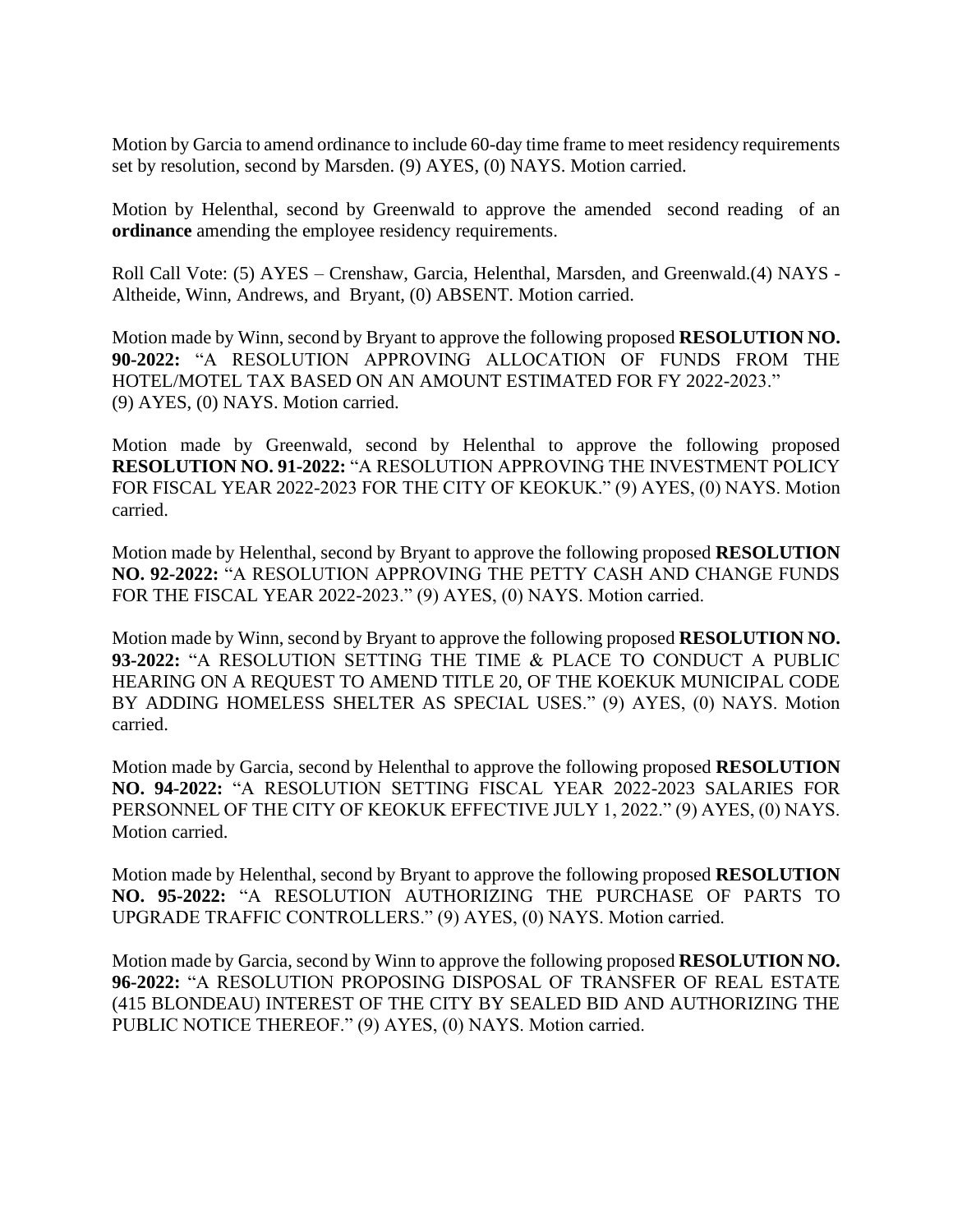Motion by Garcia to amend ordinance to include 60-day time frame to meet residency requirements set by resolution, second by Marsden. (9) AYES, (0) NAYS. Motion carried.

Motion by Helenthal, second by Greenwald to approve the amended second reading of an **ordinance** amending the employee residency requirements.

Roll Call Vote: (5) AYES – Crenshaw, Garcia, Helenthal, Marsden, and Greenwald.(4) NAYS - Altheide, Winn, Andrews, and Bryant, (0) ABSENT. Motion carried.

Motion made by Winn, second by Bryant to approve the following proposed **RESOLUTION NO. 90-2022:** "A RESOLUTION APPROVING ALLOCATION OF FUNDS FROM THE HOTEL/MOTEL TAX BASED ON AN AMOUNT ESTIMATED FOR FY 2022-2023." (9) AYES, (0) NAYS. Motion carried.

Motion made by Greenwald, second by Helenthal to approve the following proposed **RESOLUTION NO. 91-2022:** "A RESOLUTION APPROVING THE INVESTMENT POLICY FOR FISCAL YEAR 2022-2023 FOR THE CITY OF KEOKUK." (9) AYES, (0) NAYS. Motion carried.

Motion made by Helenthal, second by Bryant to approve the following proposed **RESOLUTION NO. 92-2022:** "A RESOLUTION APPROVING THE PETTY CASH AND CHANGE FUNDS FOR THE FISCAL YEAR 2022-2023." (9) AYES, (0) NAYS. Motion carried.

Motion made by Winn, second by Bryant to approve the following proposed **RESOLUTION NO. 93-2022:** "A RESOLUTION SETTING THE TIME & PLACE TO CONDUCT A PUBLIC HEARING ON A REQUEST TO AMEND TITLE 20, OF THE KOEKUK MUNICIPAL CODE BY ADDING HOMELESS SHELTER AS SPECIAL USES." (9) AYES, (0) NAYS. Motion carried.

Motion made by Garcia, second by Helenthal to approve the following proposed **RESOLUTION NO. 94-2022:** "A RESOLUTION SETTING FISCAL YEAR 2022-2023 SALARIES FOR PERSONNEL OF THE CITY OF KEOKUK EFFECTIVE JULY 1, 2022." (9) AYES, (0) NAYS. Motion carried.

Motion made by Helenthal, second by Bryant to approve the following proposed **RESOLUTION NO. 95-2022:** "A RESOLUTION AUTHORIZING THE PURCHASE OF PARTS TO UPGRADE TRAFFIC CONTROLLERS." (9) AYES, (0) NAYS. Motion carried.

Motion made by Garcia, second by Winn to approve the following proposed **RESOLUTION NO. 96-2022:** "A RESOLUTION PROPOSING DISPOSAL OF TRANSFER OF REAL ESTATE (415 BLONDEAU) INTEREST OF THE CITY BY SEALED BID AND AUTHORIZING THE PUBLIC NOTICE THEREOF." (9) AYES, (0) NAYS. Motion carried.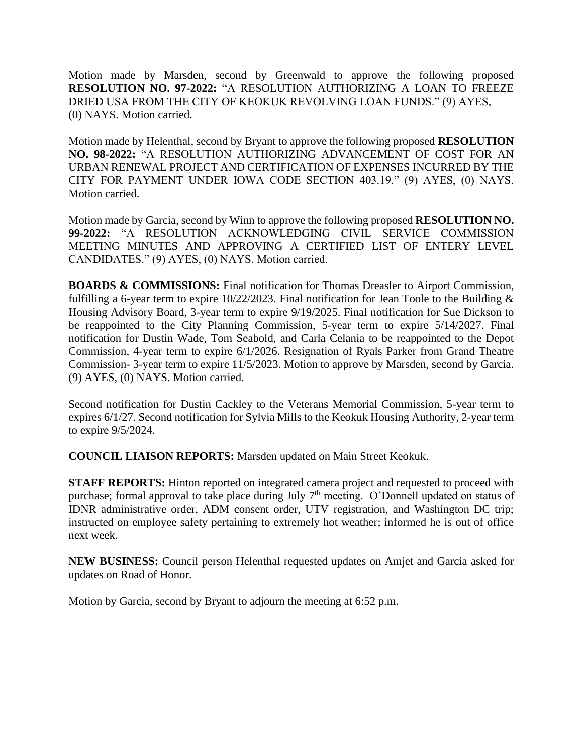Motion made by Marsden, second by Greenwald to approve the following proposed **RESOLUTION NO. 97-2022:** "A RESOLUTION AUTHORIZING A LOAN TO FREEZE DRIED USA FROM THE CITY OF KEOKUK REVOLVING LOAN FUNDS." (9) AYES, (0) NAYS. Motion carried.

Motion made by Helenthal, second by Bryant to approve the following proposed **RESOLUTION NO. 98-2022:** "A RESOLUTION AUTHORIZING ADVANCEMENT OF COST FOR AN URBAN RENEWAL PROJECT AND CERTIFICATION OF EXPENSES INCURRED BY THE CITY FOR PAYMENT UNDER IOWA CODE SECTION 403.19." (9) AYES, (0) NAYS. Motion carried.

Motion made by Garcia, second by Winn to approve the following proposed **RESOLUTION NO. 99-2022:** "A RESOLUTION ACKNOWLEDGING CIVIL SERVICE COMMISSION MEETING MINUTES AND APPROVING A CERTIFIED LIST OF ENTERY LEVEL CANDIDATES." (9) AYES, (0) NAYS. Motion carried.

**BOARDS & COMMISSIONS:** Final notification for Thomas Dreasler to Airport Commission, fulfilling a 6-year term to expire 10/22/2023. Final notification for Jean Toole to the Building & Housing Advisory Board, 3-year term to expire 9/19/2025. Final notification for Sue Dickson to be reappointed to the City Planning Commission, 5-year term to expire 5/14/2027. Final notification for Dustin Wade, Tom Seabold, and Carla Celania to be reappointed to the Depot Commission, 4-year term to expire 6/1/2026. Resignation of Ryals Parker from Grand Theatre Commission- 3-year term to expire 11/5/2023. Motion to approve by Marsden, second by Garcia. (9) AYES, (0) NAYS. Motion carried.

Second notification for Dustin Cackley to the Veterans Memorial Commission, 5-year term to expires 6/1/27. Second notification for Sylvia Mills to the Keokuk Housing Authority, 2-year term to expire 9/5/2024.

**COUNCIL LIAISON REPORTS:** Marsden updated on Main Street Keokuk.

**STAFF REPORTS:** Hinton reported on integrated camera project and requested to proceed with purchase; formal approval to take place during July 7th meeting. O'Donnell updated on status of IDNR administrative order, ADM consent order, UTV registration, and Washington DC trip; instructed on employee safety pertaining to extremely hot weather; informed he is out of office next week.

**NEW BUSINESS:** Council person Helenthal requested updates on Amjet and Garcia asked for updates on Road of Honor.

Motion by Garcia, second by Bryant to adjourn the meeting at 6:52 p.m.